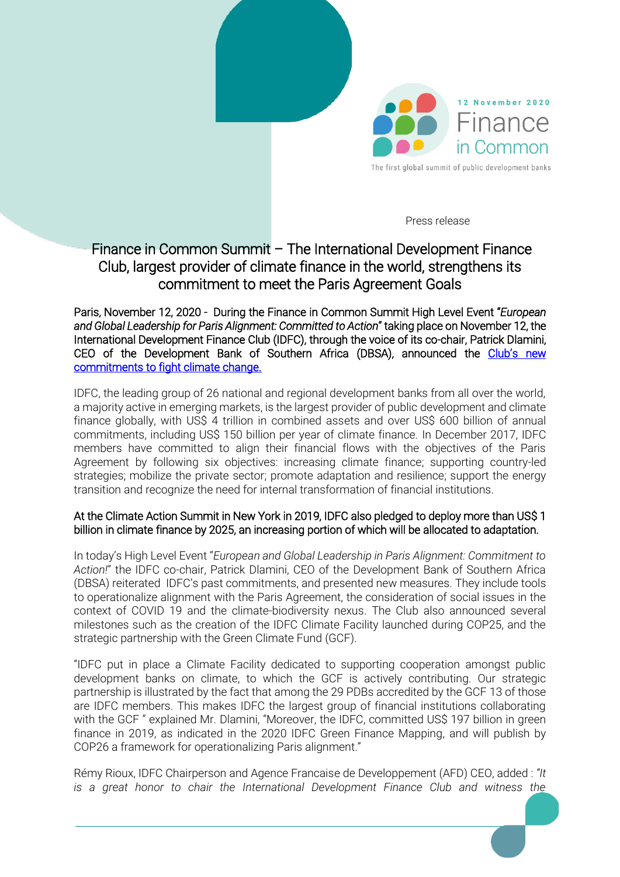12 November 2020

Finance in Common

The first global summit of public development banks

Press release

# Finance in Common Summit – The International Development Finance Club, largest provider of climate finance in the world, strengthens its commitment to meet the Paris Agreement Goals

Paris, November 12, 2020 - During the Finance in Common Summit High Level Event "*European and Global Leadership for Paris Alignment: Committed to Action*" taking place on November 12, the International Development Finance Club (IDFC), through the voice of its co-chair, Patrick Dlamini, CEO of the Development Bank of Southern Africa (DBSA), announced the Club's new commitments to fight climate change.

IDFC, the leading group of 26 national and regional development banks from all over the world, a majority active in emerging markets, is the largest provider of public development and climate finance globally, with US$ 4 trillion in combined assets and over US$ 600 billion of annual commitments, including US$ 150 billion per year of climate finance. In December 2017, IDFC members have committed to align their financial flows with the objectives of the Paris Agreement by following six objectives: increasing climate finance; supporting country-led strategies; mobilize the private sector; promote adaptation and resilience; support the energy transition and recognize the need for internal transformation of financial institutions.

At the Climate Action Summit in New York in 2019, IDFC also pledged to deploy more than US$ 1 billion in climate finance by 2025, an increasing portion of which will be allocated to adaptation.

In today's High Level Event "*European and Global Leadership in Paris Alignment: Commitment to Action!*" the IDFC co-chair, Patrick Dlamini, CEO of the Development Bank of Southern Africa (DBSA) reiterated IDFC's past commitments, and presented new measures. They include tools to operationalize alignment with the Paris Agreement, the consideration of social issues in the context of COVID 19 and the climate-biodiversity nexus. The Club also announced several milestones such as the creation of the IDFC Climate Facility launched during COP25, and the strategic partnership with the Green Climate Fund (GCF).

"IDFC put in place a Climate Facility dedicated to supporting cooperation amongst public development banks on climate, to which the GCF is actively contributing. Our strategic partnership is illustrated by the fact that among the 29 PDBs accredited by the GCF 13 of those are IDFC members. This makes IDFC the largest group of financial institutions collaborating with the GCF " explained Mr. Dlamini, "Moreover, the IDFC, committed US$ 197 billion in green finance in 2019, as indicated in the 2020 IDFC Green Finance Mapping, and will publish by COP26 a framework for operationalizing Paris alignment."

Rémy Rioux, IDFC Chairperson and Agence Francaise de Developpement (AFD) CEO, added : *"It is a great honor to chair the International Development Finance Club and witness the*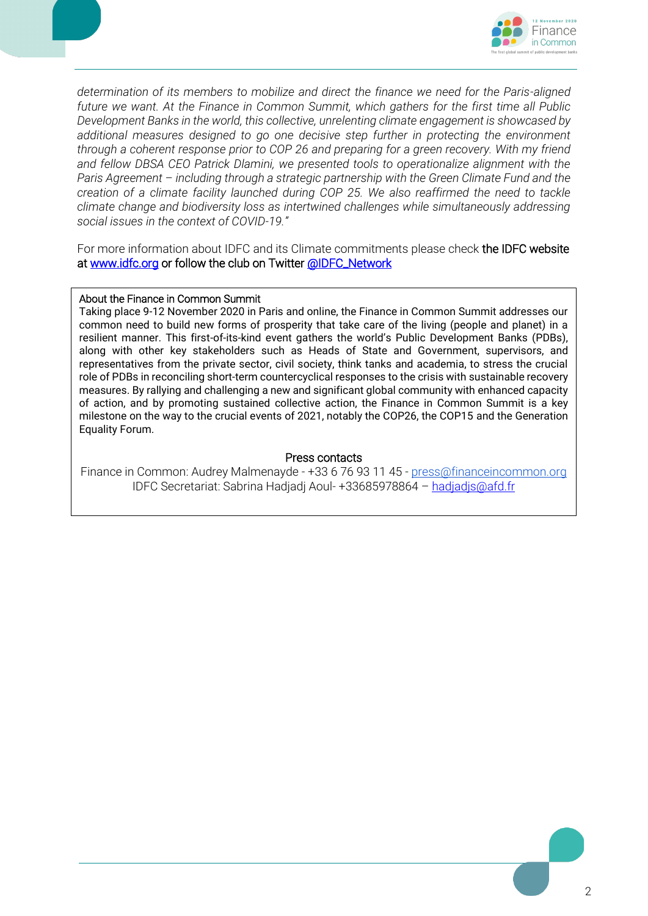*determination of its members to mobilize and direct the finance we need for the Paris-aligned future we want. At the Finance in Common Summit, which gathers for the first time all Public Development Banks in the world, this collective, unrelenting climate engagement is showcased by additional measures designed to go one decisive step further in protecting the environment through a coherent response prior to COP 26 and preparing for a green recovery. With my friend and fellow DBSA CEO Patrick Dlamini, we presented tools to operationalize alignment with the Paris Agreement – including through a strategic partnership with the Green Climate Fund and the creation of a climate facility launched during COP 25. We also reaffirmed the need to tackle climate change and biodiversity loss as intertwined challenges while simultaneously addressing social issues in the context of COVID-19."*

For more information about IDFC and its Climate commitments please check the IDFC website at [www.idfc.org](http://www.idfc.org) or follow the club on Twitter [@IDFC_Network](https://twitter.com/IDFC_Network)

About the Finance in Common Summit

Taking place 9-12 November 2020 in Paris and online, the Finance in Common Summit addresses our common need to build new forms of prosperity that take care of the living (people and planet) in a resilient manner. This first-of-its-kind event gathers the world's Public Development Banks (PDBs), along with other key stakeholders such as Heads of State and Government, supervisors, and representatives from the private sector, civil society, think tanks and academia, to stress the crucial role of PDBs in reconciling short-term countercyclical responses to the crisis with sustainable recovery measures. By rallying and challenging a new and significant global community with enhanced capacity of action, and by promoting sustained collective action, the Finance in Common Summit is a key milestone on the way to the crucial events of 2021, notably the COP26, the COP15 and the Generation Equality Forum.

Press contacts

Finance in Common: Audrey Malmenayde - +33 6 76 93 11 45 - [press@financeincommon.org](mailto:press@financeincommon.org)

IDFC Secretariat: Sabrina Hadjadj Aoul- +33685978864 – [hadjadjs@afd.fr](mailto:hadjadjs@afd.fr)